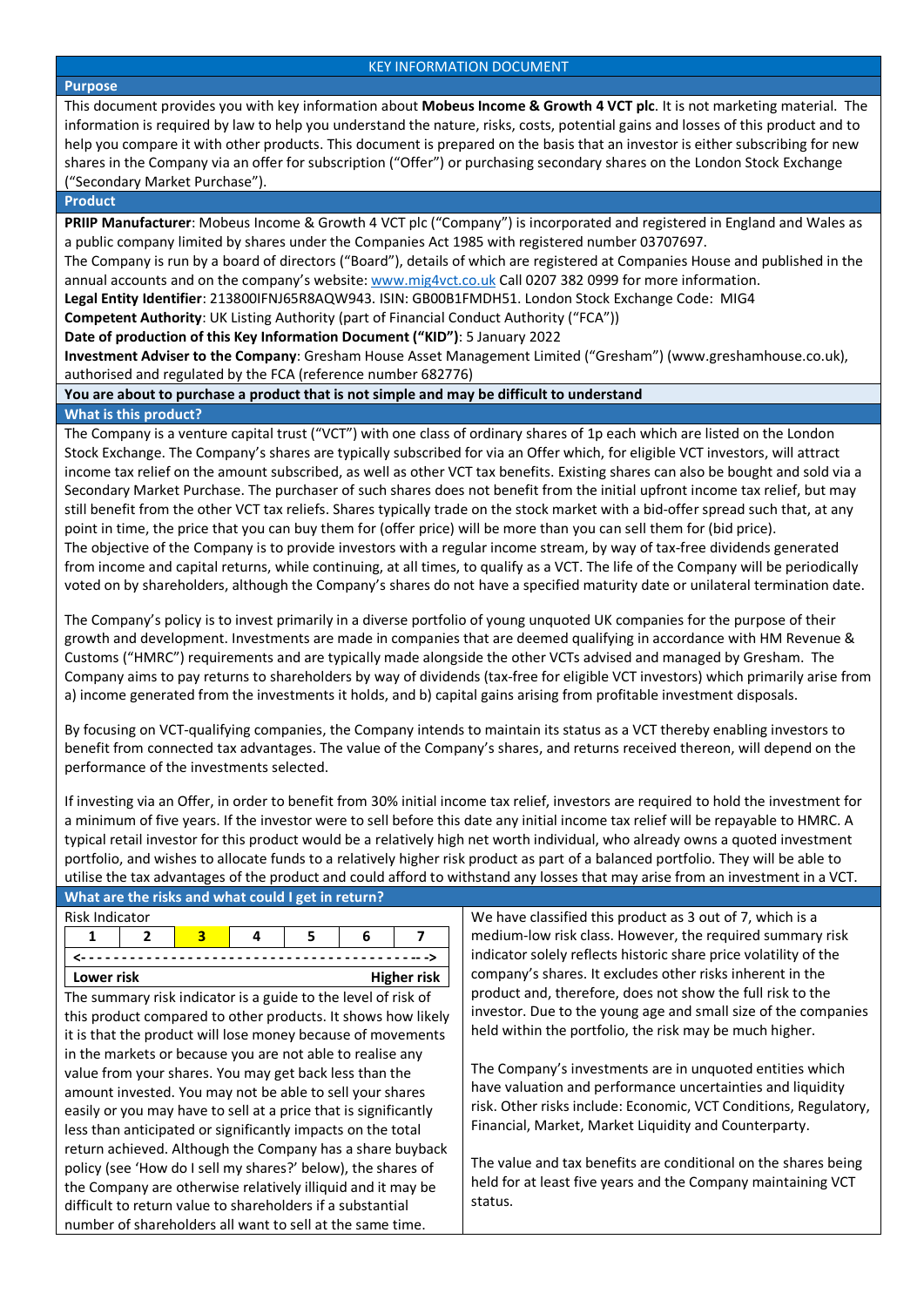# KEY INFORMATION DOCUMENT

## Purpose

This document provides you with key information about **Mobeus Income & Growth 4 VCT plc**. It is not marketing material. The information is required by law to help you understand the nature, risks, costs, potential gains and losses of this product and to help you compare it with other products. This document is prepared on the basis that an investor is either subscribing for new shares in the Company via an offer for subscription ("Offer") or purchasing secondary shares on the London Stock Exchange ("Secondary Market Purchase").

## Product

**PRIIP Manufacturer**: Mobeus Income & Growth 4 VCT plc ("Company") is incorporated and registered in England and Wales as a public company limited by shares under the Companies Act 1985 with registered number 03707697.

The Company is run by a board of directors ("Board"), details of which are registered at Companies House and published in the annual accounts and on the company's website: www.mig4vct.co.uk Call 0207 382 0999 for more information.

**Legal Entity Identifier**: 213800IFNJ65R8AQW943. ISIN: GB00B1FMDH51. London Stock Exchange Code: MIG4

**Competent Authority**: UK Listing Authority (part of Financial Conduct Authority ("FCA"))

**Date of production of this Key Information Document ("KID")**: 5 January 2022

**Investment Adviser to the Company**: Gresham House Asset Management Limited ("Gresham") (www.greshamhouse.co.uk), authorised and regulated by the FCA (reference number 682776)

**You are about to purchase a product that is not simple and may be difficult to understand**

## What is this product?

The Company is a venture capital trust ("VCT") with one class of ordinary shares of 1p each which are listed on the London Stock Exchange. The Company's shares are typically subscribed for via an Offer which, for eligible VCT investors, will attract income tax relief on the amount subscribed, as well as other VCT tax benefits. Existing shares can also be bought and sold via a Secondary Market Purchase. The purchaser of such shares does not benefit from the initial upfront income tax relief, but may still benefit from the other VCT tax reliefs. Shares typically trade on the stock market with a bid-offer spread such that, at any point in time, the price that you can buy them for (offer price) will be more than you can sell them for (bid price).

The objective of the Company is to provide investors with a regular income stream, by way of tax-free dividends generated from income and capital returns, while continuing, at all times, to qualify as a VCT. The life of the Company will be periodically voted on by shareholders, although the Company's shares do not have a specified maturity date or unilateral termination date.

The Company's policy is to invest primarily in a diverse portfolio of young unquoted UK companies for the purpose of their growth and development. Investments are made in companies that are deemed qualifying in accordance with HM Revenue & Customs ("HMRC") requirements and are typically made alongside the other VCTs advised and managed by Gresham. The Company aims to pay returns to shareholders by way of dividends (tax-free for eligible VCT investors) which primarily arise from a) income generated from the investments it holds, and b) capital gains arising from profitable investment disposals.

By focusing on VCT-qualifying companies, the Company intends to maintain its status as a VCT thereby enabling investors to benefit from connected tax advantages. The value of the Company's shares, and returns received thereon, will depend on the performance of the investments selected.

If investing via an Offer, in order to benefit from 30% initial income tax relief, investors are required to hold the investment for a minimum of five years. If the investor were to sell before this date any initial income tax relief will be repayable to HMRC. A typical retail investor for this product would be a relatively high net worth individual, who already owns a quoted investment portfolio, and wishes to allocate funds to a relatively higher risk product as part of a balanced portfolio. They will be able to utilise the tax advantages of the product and could afford to withstand any losses that may arise from an investment in a VCT.

## What are the risks and what could I get in return?

Risk Indicator

| 1 | 2 | **3** | 4 | 5 | 6 | 7 |
|---|---|---|---|---|---|---|
| **Lower risk** | | | | | | **Higher risk** |

The summary risk indicator is a guide to the level of risk of this product compared to other products. It shows how likely it is that the product will lose money because of movements in the markets or because you are not able to realise any value from your shares. You may get back less than the amount invested. You may not be able to sell your shares easily or you may have to sell at a price that is significantly less than anticipated or significantly impacts on the total return achieved. Although the Company has a share buyback policy (see 'How do I sell my shares?' below), the shares of the Company are otherwise relatively illiquid and it may be difficult to return value to shareholders if a substantial number of shareholders all want to sell at the same time.

We have classified this product as 3 out of 7, which is a medium-low risk class. However, the required summary risk indicator solely reflects historic share price volatility of the company's shares. It excludes other risks inherent in the product and, therefore, does not show the full risk to the investor. Due to the young age and small size of the companies held within the portfolio, the risk may be much higher.

The Company's investments are in unquoted entities which have valuation and performance uncertainties and liquidity risk. Other risks include: Economic, VCT Conditions, Regulatory, Financial, Market, Market Liquidity and Counterparty.

The value and tax benefits are conditional on the shares being held for at least five years and the Company maintaining VCT status.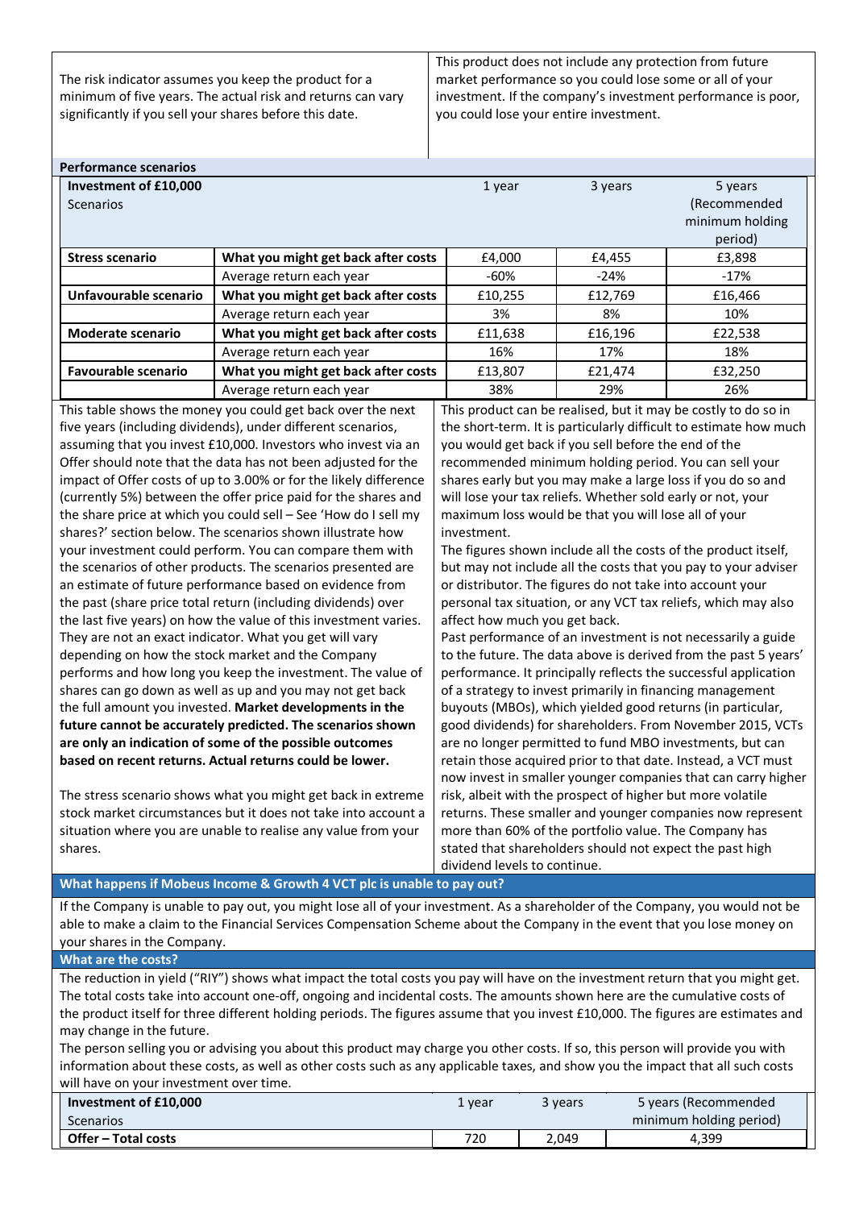The risk indicator assumes you keep the product for a minimum of five years. The actual risk and returns can vary significantly if you sell your shares before this date.

This product does not include any protection from future market performance so you could lose some or all of your investment. If the company's investment performance is poor, you could lose your entire investment.

**Performance scenarios**

| **Investment of £10,000** Scenarios | | 1 year | 3 years | 5 years (Recommended minimum holding period) |
|---|---|---|---|---|
| **Stress scenario** | **What you might get back after costs** | £4,000 | £4,455 | £3,898 |
| | Average return each year | -60% | -24% | -17% |
| **Unfavourable scenario** | **What you might get back after costs** | £10,255 | £12,769 | £16,466 |
| | Average return each year | 3% | 8% | 10% |
| **Moderate scenario** | **What you might get back after costs** | £11,638 | £16,196 | £22,538 |
| | Average return each year | 16% | 17% | 18% |
| **Favourable scenario** | **What you might get back after costs** | £13,807 | £21,474 | £32,250 |
| | Average return each year | 38% | 29% | 26% |

This table shows the money you could get back over the next five years (including dividends), under different scenarios, assuming that you invest £10,000. Investors who invest via an Offer should note that the data has not been adjusted for the impact of Offer costs of up to 3.00% or for the likely difference (currently 5%) between the offer price paid for the shares and the share price at which you could sell – See 'How do I sell my shares?' section below. The scenarios shown illustrate how your investment could perform. You can compare them with the scenarios of other products. The scenarios presented are an estimate of future performance based on evidence from the past (share price total return (including dividends) over the last five years) on how the value of this investment varies. They are not an exact indicator. What you get will vary depending on how the stock market and the Company performs and how long you keep the investment. The value of shares can go down as well as up and you may not get back the full amount you invested. **Market developments in the future cannot be accurately predicted. The scenarios shown are only an indication of some of the possible outcomes based on recent returns. Actual returns could be lower.**

The stress scenario shows what you might get back in extreme stock market circumstances but it does not take into account a situation where you are unable to realise any value from your shares.

This product can be realised, but it may be costly to do so in the short-term. It is particularly difficult to estimate how much you would get back if you sell before the end of the recommended minimum holding period. You can sell your shares early but you may make a large loss if you do so and will lose your tax reliefs. Whether sold early or not, your maximum loss would be that you will lose all of your investment.

The figures shown include all the costs of the product itself, but may not include all the costs that you pay to your adviser or distributor. The figures do not take into account your personal tax situation, or any VCT tax reliefs, which may also affect how much you get back.

Past performance of an investment is not necessarily a guide to the future. The data above is derived from the past 5 years' performance. It principally reflects the successful application of a strategy to invest primarily in financing management buyouts (MBOs), which yielded good returns (in particular, good dividends) for shareholders. From November 2015, VCTs are no longer permitted to fund MBO investments, but can retain those acquired prior to that date. Instead, a VCT must now invest in smaller younger companies that can carry higher risk, albeit with the prospect of higher but more volatile returns. These smaller and younger companies now represent more than 60% of the portfolio value. The Company has stated that shareholders should not expect the past high dividend levels to continue.

## What happens if Mobeus Income & Growth 4 VCT plc is unable to pay out?

If the Company is unable to pay out, you might lose all of your investment. As a shareholder of the Company, you would not be able to make a claim to the Financial Services Compensation Scheme about the Company in the event that you lose money on your shares in the Company.

## What are the costs?

The reduction in yield ("RIY") shows what impact the total costs you pay will have on the investment return that you might get. The total costs take into account one-off, ongoing and incidental costs. The amounts shown here are the cumulative costs of the product itself for three different holding periods. The figures assume that you invest £10,000. The figures are estimates and may change in the future.

The person selling you or advising you about this product may charge you other costs. If so, this person will provide you with information about these costs, as well as other costs such as any applicable taxes, and show you the impact that all such costs will have on your investment over time.

| **Investment of £10,000** Scenarios | 1 year | 3 years | 5 years (Recommended minimum holding period) |
|---|---|---|---|
| **Offer – Total costs** | 720 | 2,049 | 4,399 |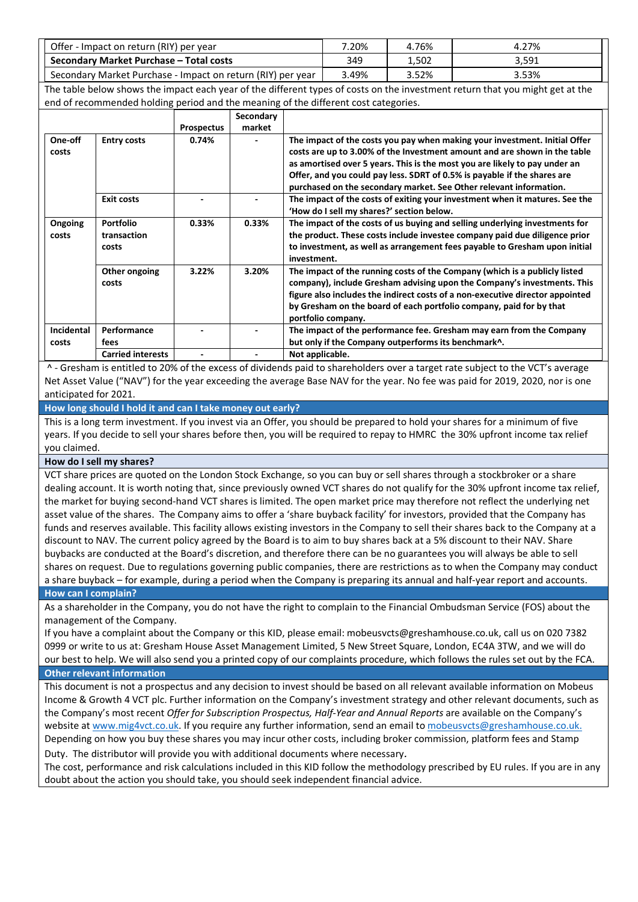| | | | |
|---|---|---|---|
| Offer - Impact on return (RIY) per year | 7.20% | 4.76% | 4.27% |
| **Secondary Market Purchase – Total costs** | 349 | 1,502 | 3,591 |
| Secondary Market Purchase - Impact on return (RIY) per year | 3.49% | 3.52% | 3.53% |

The table below shows the impact each year of the different types of costs on the investment return that you might get at the end of recommended holding period and the meaning of the different cost categories.

| | | Prospectus | Secondary market | |
|---|---|---|---|---|
| **One-off costs** | **Entry costs** | **0.74%** | - | **The impact of the costs you pay when making your investment. Initial Offer costs are up to 3.00% of the Investment amount and are shown in the table as amortised over 5 years. This is the most you are likely to pay under an Offer, and you could pay less. SDRT of 0.5% is payable if the shares are purchased on the secondary market. See Other relevant information.** |
| | **Exit costs** | - | - | **The impact of the costs of exiting your investment when it matures. See the 'How do I sell my shares?' section below.** |
| **Ongoing costs** | **Portfolio transaction costs** | **0.33%** | **0.33%** | **The impact of the costs of us buying and selling underlying investments for the product. These costs include investee company paid due diligence prior to investment, as well as arrangement fees payable to Gresham upon initial investment.** |
| | **Other ongoing costs** | **3.22%** | **3.20%** | **The impact of the running costs of the Company (which is a publicly listed company), include Gresham advising upon the Company's investments. This figure also includes the indirect costs of a non-executive director appointed by Gresham on the board of each portfolio company, paid for by that portfolio company.** |
| **Incidental costs** | **Performance fees** | - | - | **The impact of the performance fee. Gresham may earn from the Company but only if the Company outperforms its benchmark^.** |
| | **Carried interests** | - | - | **Not applicable.** |

^ - Gresham is entitled to 20% of the excess of dividends paid to shareholders over a target rate subject to the VCT's average Net Asset Value ("NAV") for the year exceeding the average Base NAV for the year. No fee was paid for 2019, 2020, nor is one anticipated for 2021.

## How long should I hold it and can I take money out early?

This is a long term investment. If you invest via an Offer, you should be prepared to hold your shares for a minimum of five years. If you decide to sell your shares before then, you will be required to repay to HMRC the 30% upfront income tax relief you claimed.

## How do I sell my shares?

VCT share prices are quoted on the London Stock Exchange, so you can buy or sell shares through a stockbroker or a share dealing account. It is worth noting that, since previously owned VCT shares do not qualify for the 30% upfront income tax relief, the market for buying second-hand VCT shares is limited. The open market price may therefore not reflect the underlying net asset value of the shares. The Company aims to offer a 'share buyback facility' for investors, provided that the Company has funds and reserves available. This facility allows existing investors in the Company to sell their shares back to the Company at a discount to NAV. The current policy agreed by the Board is to aim to buy shares back at a 5% discount to their NAV. Share buybacks are conducted at the Board's discretion, and therefore there can be no guarantees you will always be able to sell shares on request. Due to regulations governing public companies, there are restrictions as to when the Company may conduct a share buyback – for example, during a period when the Company is preparing its annual and half-year report and accounts.

## How can I complain?

As a shareholder in the Company, you do not have the right to complain to the Financial Ombudsman Service (FOS) about the management of the Company.

If you have a complaint about the Company or this KID, please email: mobeusvcts@greshamhouse.co.uk, call us on 020 7382 0999 or write to us at: Gresham House Asset Management Limited, 5 New Street Square, London, EC4A 3TW, and we will do our best to help. We will also send you a printed copy of our complaints procedure, which follows the rules set out by the FCA.

## Other relevant information

This document is not a prospectus and any decision to invest should be based on all relevant available information on Mobeus Income & Growth 4 VCT plc. Further information on the Company's investment strategy and other relevant documents, such as the Company's most recent *Offer for Subscription Prospectus, Half-Year and Annual Reports* are available on the Company's website at www.mig4vct.co.uk. If you require any further information, send an email to mobeusvcts@greshamhouse.co.uk. Depending on how you buy these shares you may incur other costs, including broker commission, platform fees and Stamp Duty. The distributor will provide you with additional documents where necessary.

The cost, performance and risk calculations included in this KID follow the methodology prescribed by EU rules. If you are in any doubt about the action you should take, you should seek independent financial advice.